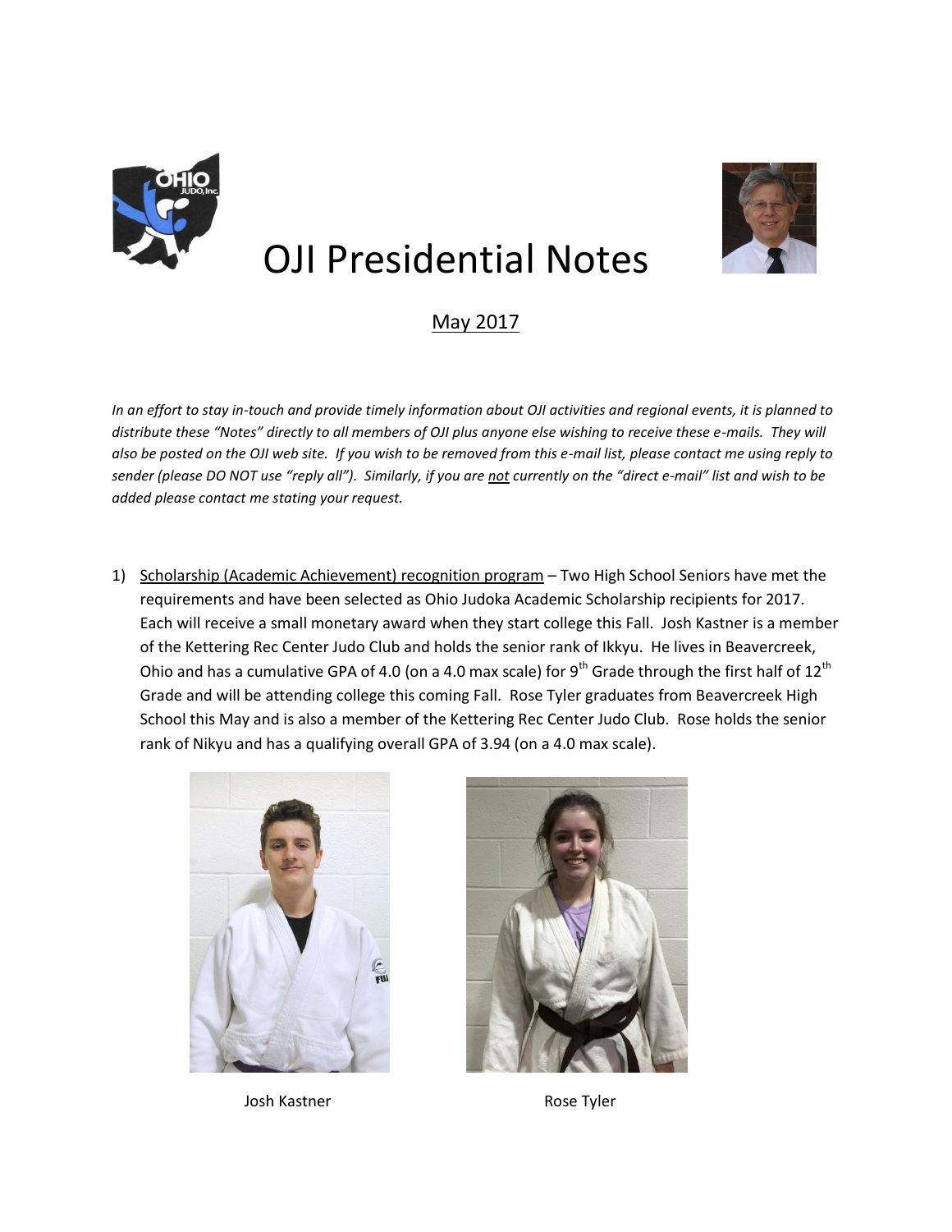# OJI Presidential Notes

May 2017

*In an effort to stay in-touch and provide timely information about OJI activities and regional events, it is planned to distribute these "Notes" directly to all members of OJI plus anyone else wishing to receive these e-mails. They will also be posted on the OJI web site. If you wish to be removed from this e-mail list, please contact me using reply to sender (please DO NOT use "reply all"). Similarly, if you are not currently on the "direct e-mail" list and wish to be added please contact me stating your request.*

1) Scholarship (Academic Achievement) recognition program – Two High School Seniors have met the requirements and have been selected as Ohio Judoka Academic Scholarship recipients for 2017. Each will receive a small monetary award when they start college this Fall. Josh Kastner is a member of the Kettering Rec Center Judo Club and holds the senior rank of Ikkyu. He lives in Beavercreek, Ohio and has a cumulative GPA of 4.0 (on a 4.0 max scale) for 9th Grade through the first half of 12th Grade and will be attending college this coming Fall. Rose Tyler graduates from Beavercreek High School this May and is also a member of the Kettering Rec Center Judo Club. Rose holds the senior rank of Nikyu and has a qualifying overall GPA of 3.94 (on a 4.0 max scale).

Josh Kastner

Rose Tyler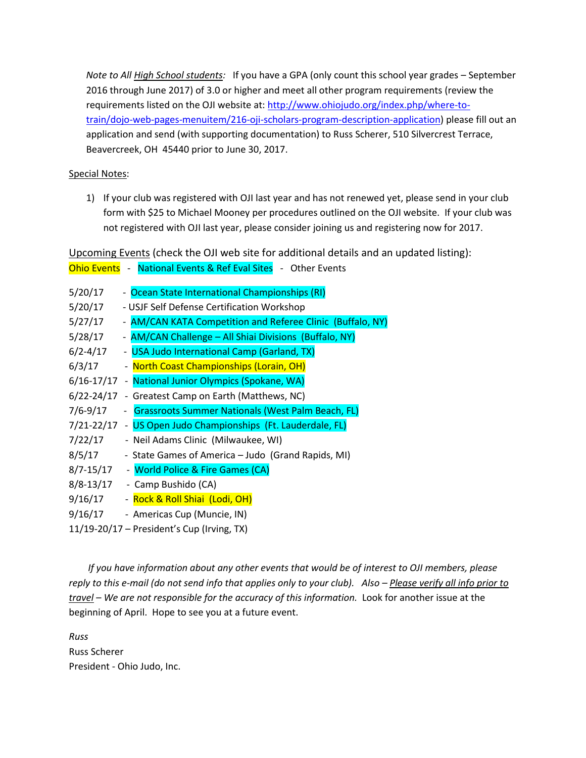*Note to All High School students:* If you have a GPA (only count this school year grades – September 2016 through June 2017) of 3.0 or higher and meet all other program requirements (review the requirements listed on the OJI website at: [http://www.ohiojudo.org/index.php/where-to-train/dojo-web-pages-menuitem/216-oji-scholars-program-description-application](http://www.ohiojudo.org/index.php/where-to-train/dojo-web-pages-menuitem/216-oji-scholars-program-description-application)) please fill out an application and send (with supporting documentation) to Russ Scherer, 510 Silvercrest Terrace, Beavercreek, OH 45440 prior to June 30, 2017.

Special Notes:

1) If your club was registered with OJI last year and has not renewed yet, please send in your club form with $25 to Michael Mooney per procedures outlined on the OJI website. If your club was not registered with OJI last year, please consider joining us and registering now for 2017.

Upcoming Events (check the OJI web site for additional details and an updated listing):

Ohio Events - National Events & Ref Eval Sites - Other Events

5/20/17 - Ocean State International Championships (RI)
5/20/17 - USJF Self Defense Certification Workshop
5/27/17 - AM/CAN KATA Competition and Referee Clinic (Buffalo, NY)
5/28/17 - AM/CAN Challenge – All Shiai Divisions (Buffalo, NY)
6/2-4/17 - USA Judo International Camp (Garland, TX)
6/3/17 - North Coast Championships (Lorain, OH)
6/16-17/17 - National Junior Olympics (Spokane, WA)
6/22-24/17 - Greatest Camp on Earth (Matthews, NC)
7/6-9/17 - Grassroots Summer Nationals (West Palm Beach, FL)
7/21-22/17 - US Open Judo Championships (Ft. Lauderdale, FL)
7/22/17 - Neil Adams Clinic (Milwaukee, WI)
8/5/17 - State Games of America – Judo (Grand Rapids, MI)
8/7-15/17 - World Police & Fire Games (CA)
8/8-13/17 - Camp Bushido (CA)
9/16/17 - Rock & Roll Shiai (Lodi, OH)
9/16/17 - Americas Cup (Muncie, IN)
11/19-20/17 – President's Cup (Irving, TX)

*If you have information about any other events that would be of interest to OJI members, please reply to this e-mail (do not send info that applies only to your club). Also – Please verify all info prior to travel – We are not responsible for the accuracy of this information.* Look for another issue at the beginning of April. Hope to see you at a future event.

*Russ*
Russ Scherer
President - Ohio Judo, Inc.